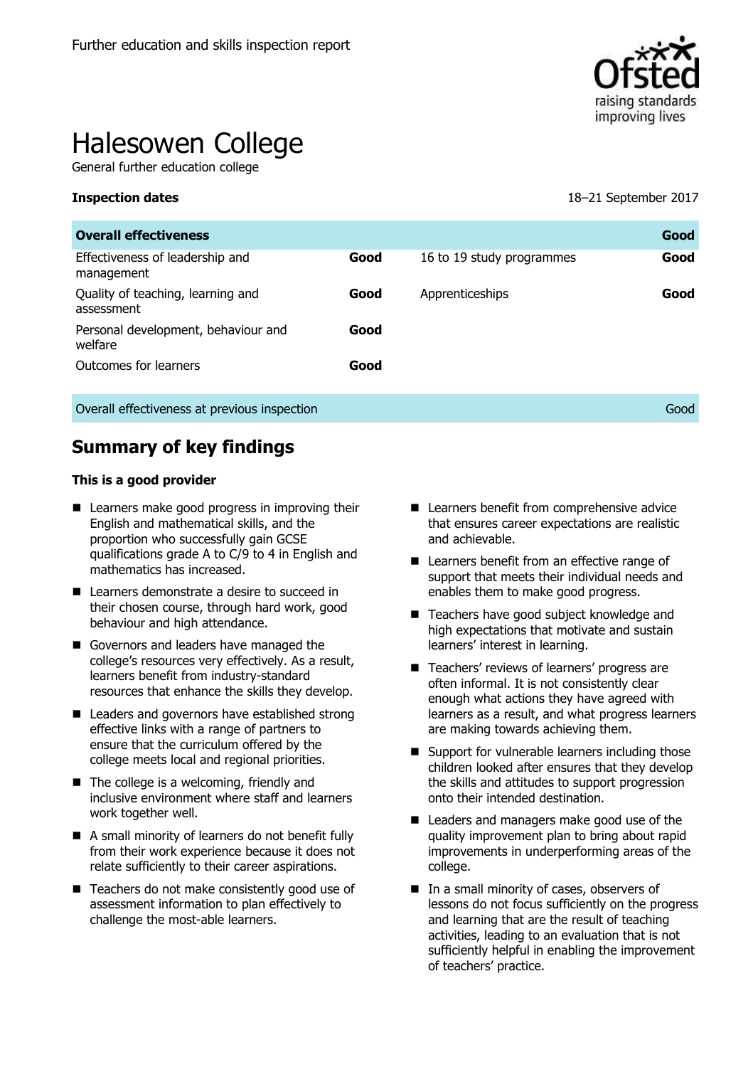Further education and skills inspection report

# Halesowen College

General further education college

**Inspection dates** 18–21 September 2017

| **Overall effectiveness** | | | **Good** |
|---|---|---|---|
| Effectiveness of leadership and management | **Good** | 16 to 19 study programmes | **Good** |
| Quality of teaching, learning and assessment | **Good** | Apprenticeships | **Good** |
| Personal development, behaviour and welfare | **Good** | | |
| Outcomes for learners | **Good** | | |
| Overall effectiveness at previous inspection | | | Good |

## Summary of key findings

**This is a good provider**

- Learners make good progress in improving their English and mathematical skills, and the proportion who successfully gain GCSE qualifications grade A to C/9 to 4 in English and mathematics has increased.
- Learners demonstrate a desire to succeed in their chosen course, through hard work, good behaviour and high attendance.
- Governors and leaders have managed the college's resources very effectively. As a result, learners benefit from industry-standard resources that enhance the skills they develop.
- Leaders and governors have established strong effective links with a range of partners to ensure that the curriculum offered by the college meets local and regional priorities.
- The college is a welcoming, friendly and inclusive environment where staff and learners work together well.
- A small minority of learners do not benefit fully from their work experience because it does not relate sufficiently to their career aspirations.
- Teachers do not make consistently good use of assessment information to plan effectively to challenge the most-able learners.
- Learners benefit from comprehensive advice that ensures career expectations are realistic and achievable.
- Learners benefit from an effective range of support that meets their individual needs and enables them to make good progress.
- Teachers have good subject knowledge and high expectations that motivate and sustain learners' interest in learning.
- Teachers' reviews of learners' progress are often informal. It is not consistently clear enough what actions they have agreed with learners as a result, and what progress learners are making towards achieving them.
- Support for vulnerable learners including those children looked after ensures that they develop the skills and attitudes to support progression onto their intended destination.
- Leaders and managers make good use of the quality improvement plan to bring about rapid improvements in underperforming areas of the college.
- In a small minority of cases, observers of lessons do not focus sufficiently on the progress and learning that are the result of teaching activities, leading to an evaluation that is not sufficiently helpful in enabling the improvement of teachers' practice.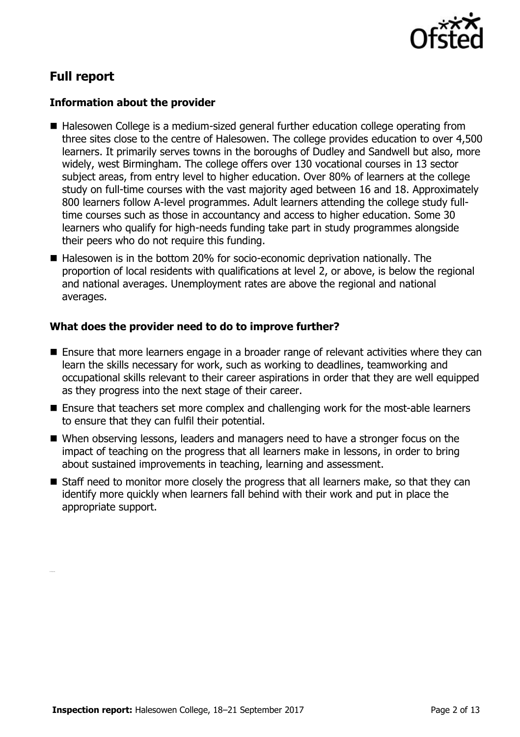## Full report

### Information about the provider

- Halesowen College is a medium-sized general further education college operating from three sites close to the centre of Halesowen. The college provides education to over 4,500 learners. It primarily serves towns in the boroughs of Dudley and Sandwell but also, more widely, west Birmingham. The college offers over 130 vocational courses in 13 sector subject areas, from entry level to higher education. Over 80% of learners at the college study on full-time courses with the vast majority aged between 16 and 18. Approximately 800 learners follow A-level programmes. Adult learners attending the college study full-time courses such as those in accountancy and access to higher education. Some 30 learners who qualify for high-needs funding take part in study programmes alongside their peers who do not require this funding.
- Halesowen is in the bottom 20% for socio-economic deprivation nationally. The proportion of local residents with qualifications at level 2, or above, is below the regional and national averages. Unemployment rates are above the regional and national averages.

### What does the provider need to do to improve further?

- Ensure that more learners engage in a broader range of relevant activities where they can learn the skills necessary for work, such as working to deadlines, teamworking and occupational skills relevant to their career aspirations in order that they are well equipped as they progress into the next stage of their career.
- Ensure that teachers set more complex and challenging work for the most-able learners to ensure that they can fulfil their potential.
- When observing lessons, leaders and managers need to have a stronger focus on the impact of teaching on the progress that all learners make in lessons, in order to bring about sustained improvements in teaching, learning and assessment.
- Staff need to monitor more closely the progress that all learners make, so that they can identify more quickly when learners fall behind with their work and put in place the appropriate support.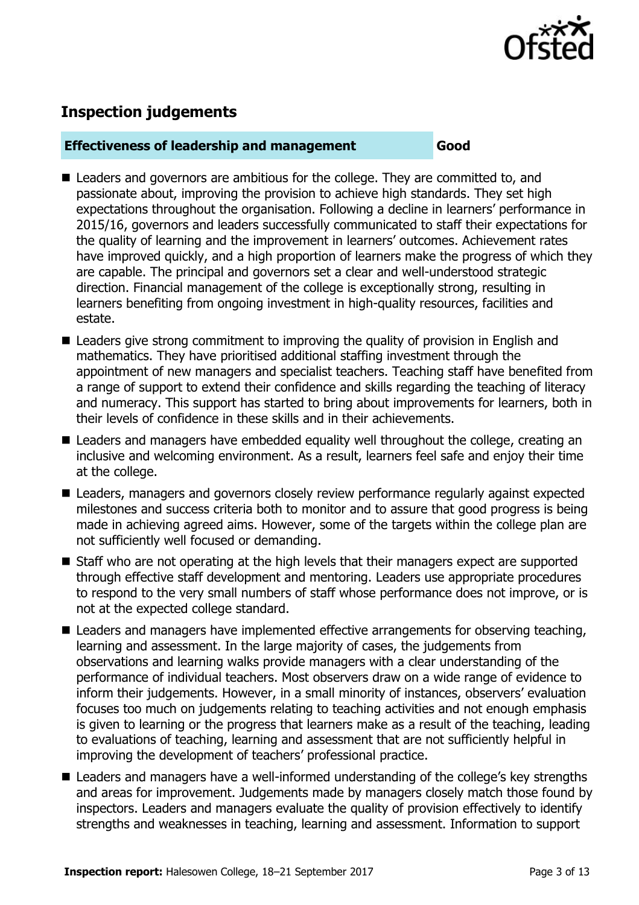## Inspection judgements

**Effectiveness of leadership and management** **Good**

- Leaders and governors are ambitious for the college. They are committed to, and passionate about, improving the provision to achieve high standards. They set high expectations throughout the organisation. Following a decline in learners' performance in 2015/16, governors and leaders successfully communicated to staff their expectations for the quality of learning and the improvement in learners' outcomes. Achievement rates have improved quickly, and a high proportion of learners make the progress of which they are capable. The principal and governors set a clear and well-understood strategic direction. Financial management of the college is exceptionally strong, resulting in learners benefiting from ongoing investment in high-quality resources, facilities and estate.
- Leaders give strong commitment to improving the quality of provision in English and mathematics. They have prioritised additional staffing investment through the appointment of new managers and specialist teachers. Teaching staff have benefited from a range of support to extend their confidence and skills regarding the teaching of literacy and numeracy. This support has started to bring about improvements for learners, both in their levels of confidence in these skills and in their achievements.
- Leaders and managers have embedded equality well throughout the college, creating an inclusive and welcoming environment. As a result, learners feel safe and enjoy their time at the college.
- Leaders, managers and governors closely review performance regularly against expected milestones and success criteria both to monitor and to assure that good progress is being made in achieving agreed aims. However, some of the targets within the college plan are not sufficiently well focused or demanding.
- Staff who are not operating at the high levels that their managers expect are supported through effective staff development and mentoring. Leaders use appropriate procedures to respond to the very small numbers of staff whose performance does not improve, or is not at the expected college standard.
- Leaders and managers have implemented effective arrangements for observing teaching, learning and assessment. In the large majority of cases, the judgements from observations and learning walks provide managers with a clear understanding of the performance of individual teachers. Most observers draw on a wide range of evidence to inform their judgements. However, in a small minority of instances, observers' evaluation focuses too much on judgements relating to teaching activities and not enough emphasis is given to learning or the progress that learners make as a result of the teaching, leading to evaluations of teaching, learning and assessment that are not sufficiently helpful in improving the development of teachers' professional practice.
- Leaders and managers have a well-informed understanding of the college's key strengths and areas for improvement. Judgements made by managers closely match those found by inspectors. Leaders and managers evaluate the quality of provision effectively to identify strengths and weaknesses in teaching, learning and assessment. Information to support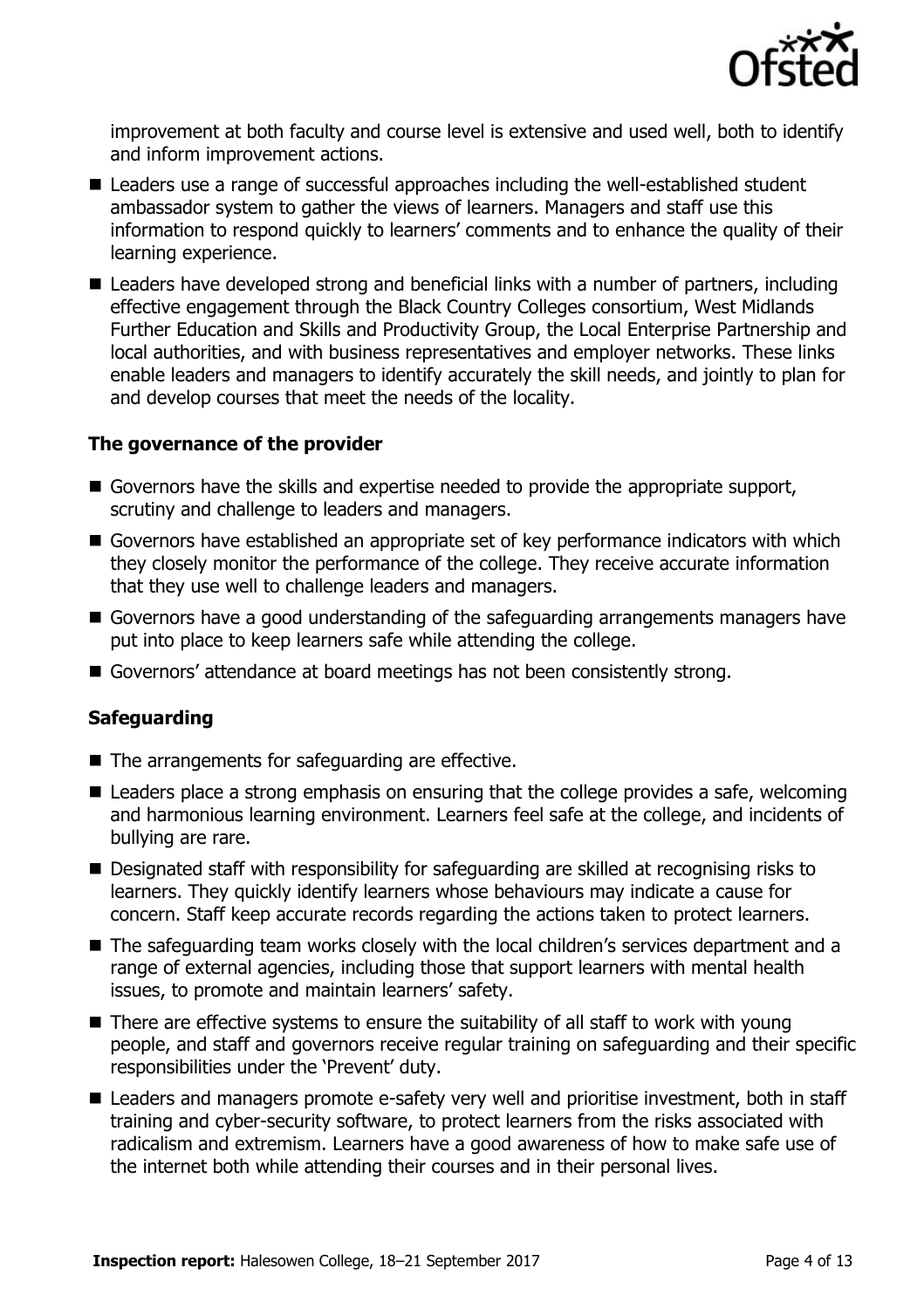improvement at both faculty and course level is extensive and used well, both to identify and inform improvement actions.

- Leaders use a range of successful approaches including the well-established student ambassador system to gather the views of learners. Managers and staff use this information to respond quickly to learners' comments and to enhance the quality of their learning experience.
- Leaders have developed strong and beneficial links with a number of partners, including effective engagement through the Black Country Colleges consortium, West Midlands Further Education and Skills and Productivity Group, the Local Enterprise Partnership and local authorities, and with business representatives and employer networks. These links enable leaders and managers to identify accurately the skill needs, and jointly to plan for and develop courses that meet the needs of the locality.

### The governance of the provider

- Governors have the skills and expertise needed to provide the appropriate support, scrutiny and challenge to leaders and managers.
- Governors have established an appropriate set of key performance indicators with which they closely monitor the performance of the college. They receive accurate information that they use well to challenge leaders and managers.
- Governors have a good understanding of the safeguarding arrangements managers have put into place to keep learners safe while attending the college.
- Governors' attendance at board meetings has not been consistently strong.

### Safeguarding

- The arrangements for safeguarding are effective.
- Leaders place a strong emphasis on ensuring that the college provides a safe, welcoming and harmonious learning environment. Learners feel safe at the college, and incidents of bullying are rare.
- Designated staff with responsibility for safeguarding are skilled at recognising risks to learners. They quickly identify learners whose behaviours may indicate a cause for concern. Staff keep accurate records regarding the actions taken to protect learners.
- The safeguarding team works closely with the local children's services department and a range of external agencies, including those that support learners with mental health issues, to promote and maintain learners' safety.
- There are effective systems to ensure the suitability of all staff to work with young people, and staff and governors receive regular training on safeguarding and their specific responsibilities under the 'Prevent' duty.
- Leaders and managers promote e-safety very well and prioritise investment, both in staff training and cyber-security software, to protect learners from the risks associated with radicalism and extremism. Learners have a good awareness of how to make safe use of the internet both while attending their courses and in their personal lives.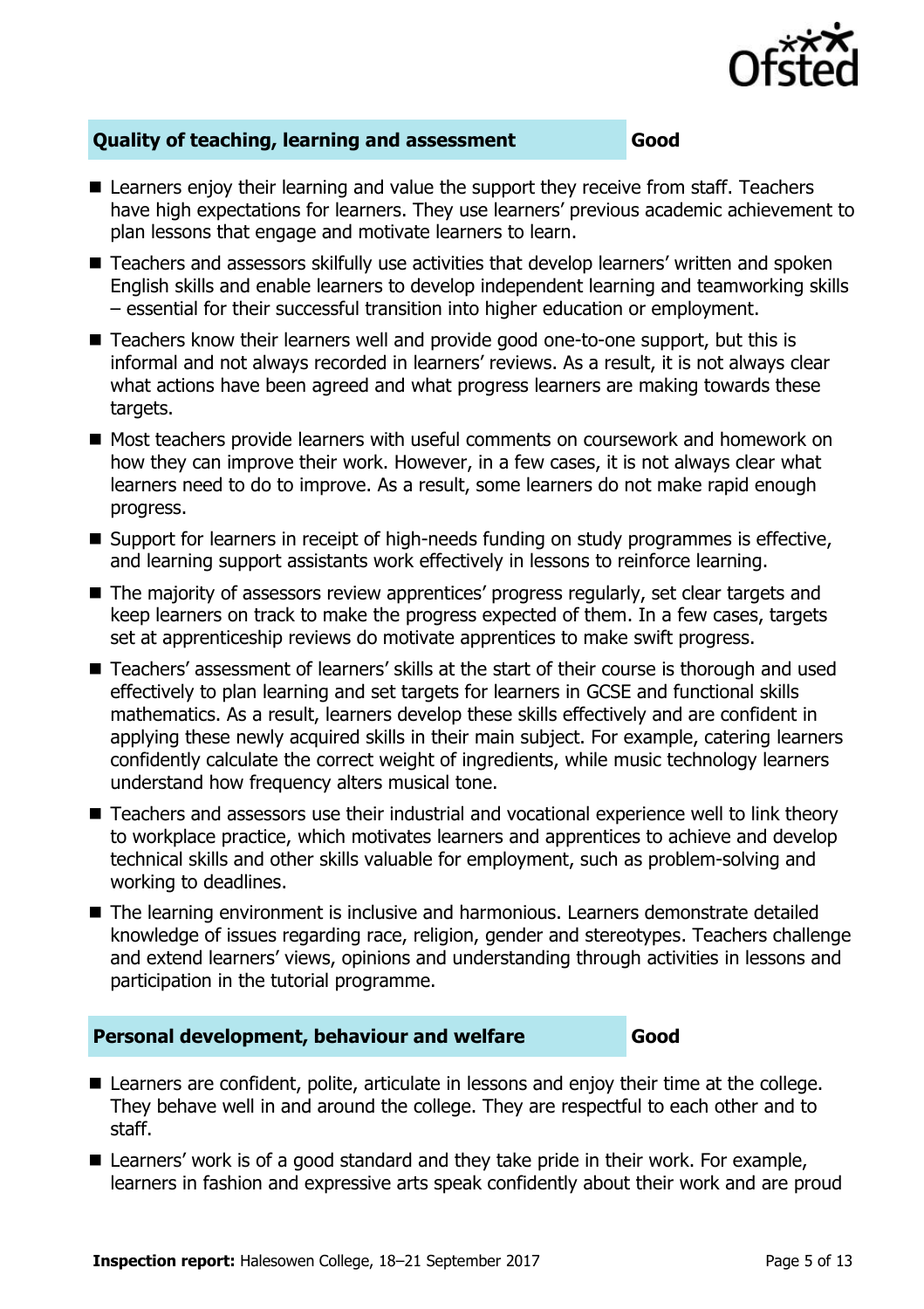## Quality of teaching, learning and assessment — Good

- Learners enjoy their learning and value the support they receive from staff. Teachers have high expectations for learners. They use learners' previous academic achievement to plan lessons that engage and motivate learners to learn.
- Teachers and assessors skilfully use activities that develop learners' written and spoken English skills and enable learners to develop independent learning and teamworking skills – essential for their successful transition into higher education or employment.
- Teachers know their learners well and provide good one-to-one support, but this is informal and not always recorded in learners' reviews. As a result, it is not always clear what actions have been agreed and what progress learners are making towards these targets.
- Most teachers provide learners with useful comments on coursework and homework on how they can improve their work. However, in a few cases, it is not always clear what learners need to do to improve. As a result, some learners do not make rapid enough progress.
- Support for learners in receipt of high-needs funding on study programmes is effective, and learning support assistants work effectively in lessons to reinforce learning.
- The majority of assessors review apprentices' progress regularly, set clear targets and keep learners on track to make the progress expected of them. In a few cases, targets set at apprenticeship reviews do motivate apprentices to make swift progress.
- Teachers' assessment of learners' skills at the start of their course is thorough and used effectively to plan learning and set targets for learners in GCSE and functional skills mathematics. As a result, learners develop these skills effectively and are confident in applying these newly acquired skills in their main subject. For example, catering learners confidently calculate the correct weight of ingredients, while music technology learners understand how frequency alters musical tone.
- Teachers and assessors use their industrial and vocational experience well to link theory to workplace practice, which motivates learners and apprentices to achieve and develop technical skills and other skills valuable for employment, such as problem-solving and working to deadlines.
- The learning environment is inclusive and harmonious. Learners demonstrate detailed knowledge of issues regarding race, religion, gender and stereotypes. Teachers challenge and extend learners' views, opinions and understanding through activities in lessons and participation in the tutorial programme.

## Personal development, behaviour and welfare — Good

- Learners are confident, polite, articulate in lessons and enjoy their time at the college. They behave well in and around the college. They are respectful to each other and to staff.
- Learners' work is of a good standard and they take pride in their work. For example, learners in fashion and expressive arts speak confidently about their work and are proud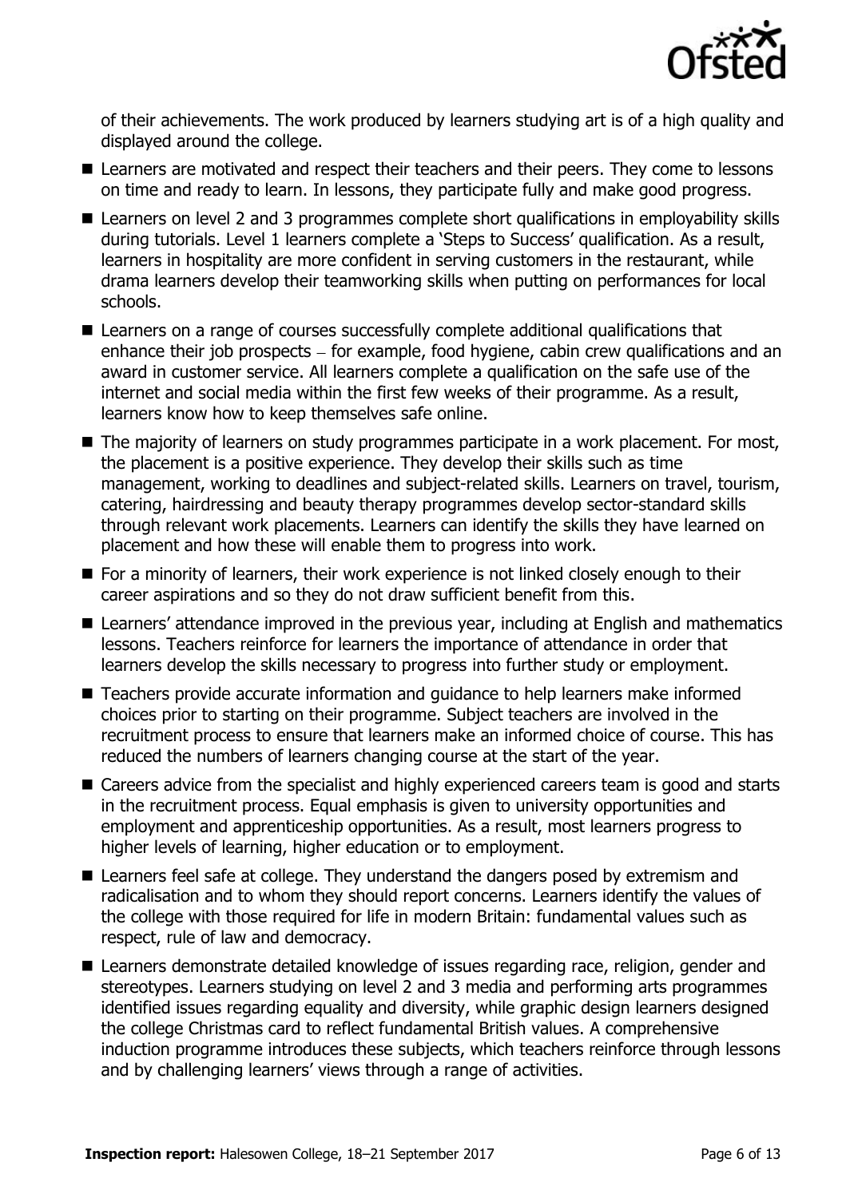of their achievements. The work produced by learners studying art is of a high quality and displayed around the college.

- Learners are motivated and respect their teachers and their peers. They come to lessons on time and ready to learn. In lessons, they participate fully and make good progress.
- Learners on level 2 and 3 programmes complete short qualifications in employability skills during tutorials. Level 1 learners complete a 'Steps to Success' qualification. As a result, learners in hospitality are more confident in serving customers in the restaurant, while drama learners develop their teamworking skills when putting on performances for local schools.
- Learners on a range of courses successfully complete additional qualifications that enhance their job prospects – for example, food hygiene, cabin crew qualifications and an award in customer service. All learners complete a qualification on the safe use of the internet and social media within the first few weeks of their programme. As a result, learners know how to keep themselves safe online.
- The majority of learners on study programmes participate in a work placement. For most, the placement is a positive experience. They develop their skills such as time management, working to deadlines and subject-related skills. Learners on travel, tourism, catering, hairdressing and beauty therapy programmes develop sector-standard skills through relevant work placements. Learners can identify the skills they have learned on placement and how these will enable them to progress into work.
- For a minority of learners, their work experience is not linked closely enough to their career aspirations and so they do not draw sufficient benefit from this.
- Learners' attendance improved in the previous year, including at English and mathematics lessons. Teachers reinforce for learners the importance of attendance in order that learners develop the skills necessary to progress into further study or employment.
- Teachers provide accurate information and guidance to help learners make informed choices prior to starting on their programme. Subject teachers are involved in the recruitment process to ensure that learners make an informed choice of course. This has reduced the numbers of learners changing course at the start of the year.
- Careers advice from the specialist and highly experienced careers team is good and starts in the recruitment process. Equal emphasis is given to university opportunities and employment and apprenticeship opportunities. As a result, most learners progress to higher levels of learning, higher education or to employment.
- Learners feel safe at college. They understand the dangers posed by extremism and radicalisation and to whom they should report concerns. Learners identify the values of the college with those required for life in modern Britain: fundamental values such as respect, rule of law and democracy.
- Learners demonstrate detailed knowledge of issues regarding race, religion, gender and stereotypes. Learners studying on level 2 and 3 media and performing arts programmes identified issues regarding equality and diversity, while graphic design learners designed the college Christmas card to reflect fundamental British values. A comprehensive induction programme introduces these subjects, which teachers reinforce through lessons and by challenging learners' views through a range of activities.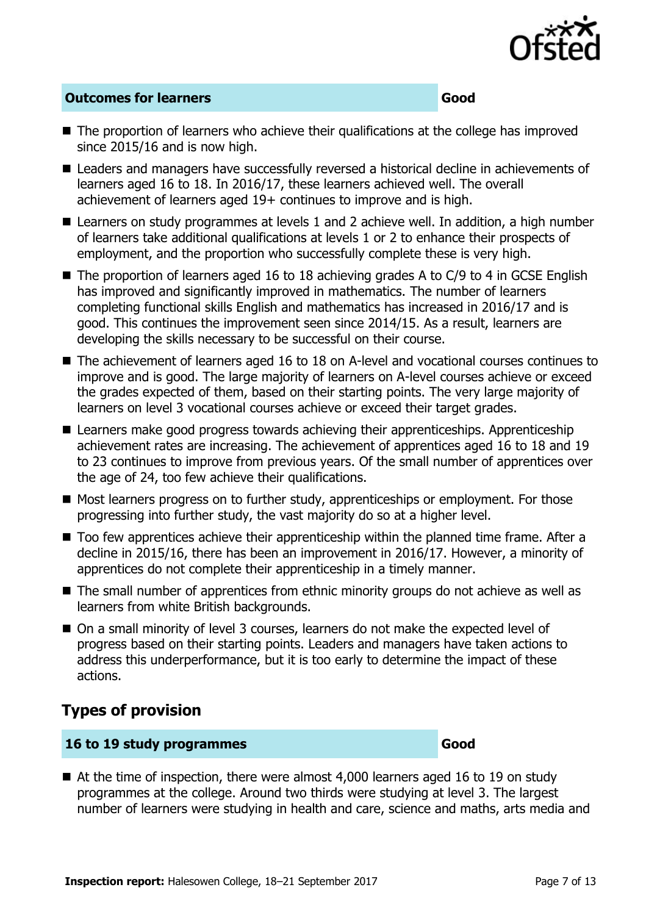| Outcomes for learners | Good |
|---|---|

- The proportion of learners who achieve their qualifications at the college has improved since 2015/16 and is now high.
- Leaders and managers have successfully reversed a historical decline in achievements of learners aged 16 to 18. In 2016/17, these learners achieved well. The overall achievement of learners aged 19+ continues to improve and is high.
- Learners on study programmes at levels 1 and 2 achieve well. In addition, a high number of learners take additional qualifications at levels 1 or 2 to enhance their prospects of employment, and the proportion who successfully complete these is very high.
- The proportion of learners aged 16 to 18 achieving grades A to C/9 to 4 in GCSE English has improved and significantly improved in mathematics. The number of learners completing functional skills English and mathematics has increased in 2016/17 and is good. This continues the improvement seen since 2014/15. As a result, learners are developing the skills necessary to be successful on their course.
- The achievement of learners aged 16 to 18 on A-level and vocational courses continues to improve and is good. The large majority of learners on A-level courses achieve or exceed the grades expected of them, based on their starting points. The very large majority of learners on level 3 vocational courses achieve or exceed their target grades.
- Learners make good progress towards achieving their apprenticeships. Apprenticeship achievement rates are increasing. The achievement of apprentices aged 16 to 18 and 19 to 23 continues to improve from previous years. Of the small number of apprentices over the age of 24, too few achieve their qualifications.
- Most learners progress on to further study, apprenticeships or employment. For those progressing into further study, the vast majority do so at a higher level.
- Too few apprentices achieve their apprenticeship within the planned time frame. After a decline in 2015/16, there has been an improvement in 2016/17. However, a minority of apprentices do not complete their apprenticeship in a timely manner.
- The small number of apprentices from ethnic minority groups do not achieve as well as learners from white British backgrounds.
- On a small minority of level 3 courses, learners do not make the expected level of progress based on their starting points. Leaders and managers have taken actions to address this underperformance, but it is too early to determine the impact of these actions.

## Types of provision

| 16 to 19 study programmes | Good |
|---|---|

- At the time of inspection, there were almost 4,000 learners aged 16 to 19 on study programmes at the college. Around two thirds were studying at level 3. The largest number of learners were studying in health and care, science and maths, arts media and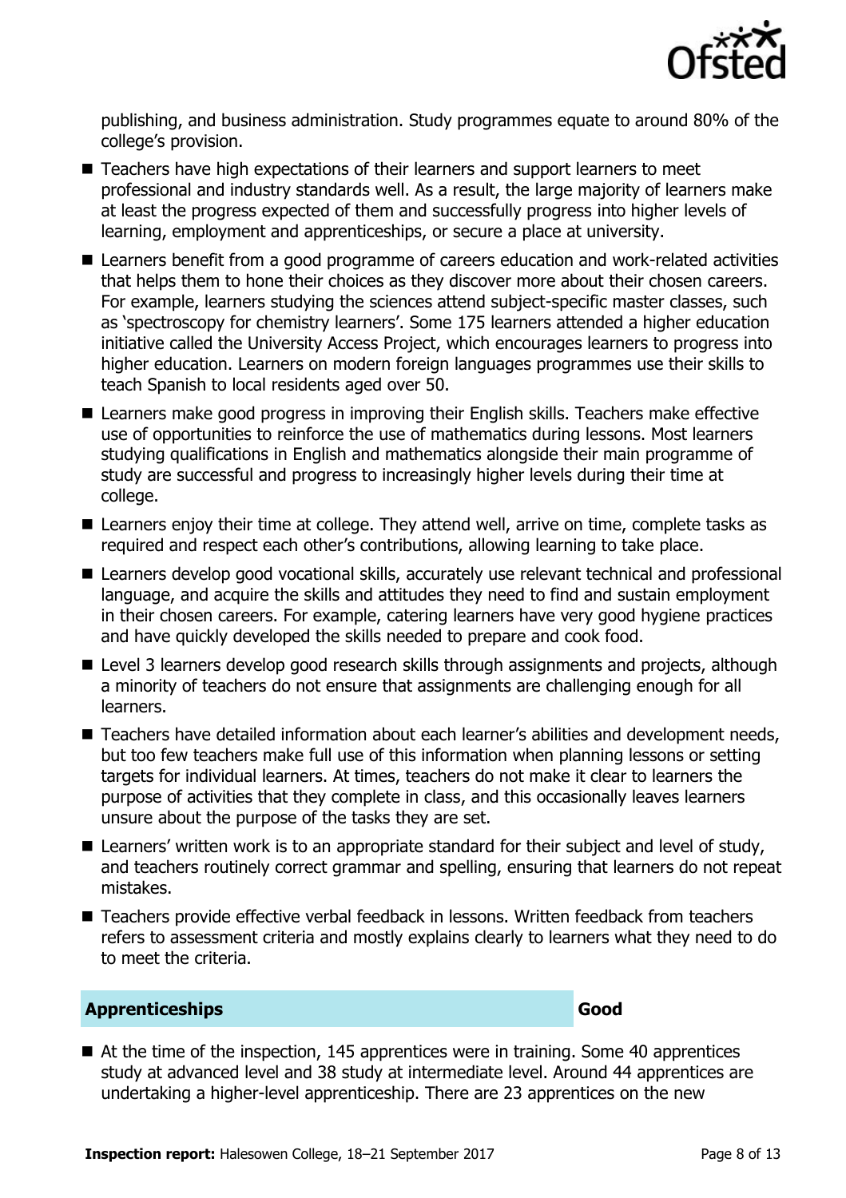publishing, and business administration. Study programmes equate to around 80% of the college's provision.

- Teachers have high expectations of their learners and support learners to meet professional and industry standards well. As a result, the large majority of learners make at least the progress expected of them and successfully progress into higher levels of learning, employment and apprenticeships, or secure a place at university.
- Learners benefit from a good programme of careers education and work-related activities that helps them to hone their choices as they discover more about their chosen careers. For example, learners studying the sciences attend subject-specific master classes, such as 'spectroscopy for chemistry learners'. Some 175 learners attended a higher education initiative called the University Access Project, which encourages learners to progress into higher education. Learners on modern foreign languages programmes use their skills to teach Spanish to local residents aged over 50.
- Learners make good progress in improving their English skills. Teachers make effective use of opportunities to reinforce the use of mathematics during lessons. Most learners studying qualifications in English and mathematics alongside their main programme of study are successful and progress to increasingly higher levels during their time at college.
- Learners enjoy their time at college. They attend well, arrive on time, complete tasks as required and respect each other's contributions, allowing learning to take place.
- Learners develop good vocational skills, accurately use relevant technical and professional language, and acquire the skills and attitudes they need to find and sustain employment in their chosen careers. For example, catering learners have very good hygiene practices and have quickly developed the skills needed to prepare and cook food.
- Level 3 learners develop good research skills through assignments and projects, although a minority of teachers do not ensure that assignments are challenging enough for all learners.
- Teachers have detailed information about each learner's abilities and development needs, but too few teachers make full use of this information when planning lessons or setting targets for individual learners. At times, teachers do not make it clear to learners the purpose of activities that they complete in class, and this occasionally leaves learners unsure about the purpose of the tasks they are set.
- Learners' written work is to an appropriate standard for their subject and level of study, and teachers routinely correct grammar and spelling, ensuring that learners do not repeat mistakes.
- Teachers provide effective verbal feedback in lessons. Written feedback from teachers refers to assessment criteria and mostly explains clearly to learners what they need to do to meet the criteria.

## Apprenticeships — Good

- At the time of the inspection, 145 apprentices were in training. Some 40 apprentices study at advanced level and 38 study at intermediate level. Around 44 apprentices are undertaking a higher-level apprenticeship. There are 23 apprentices on the new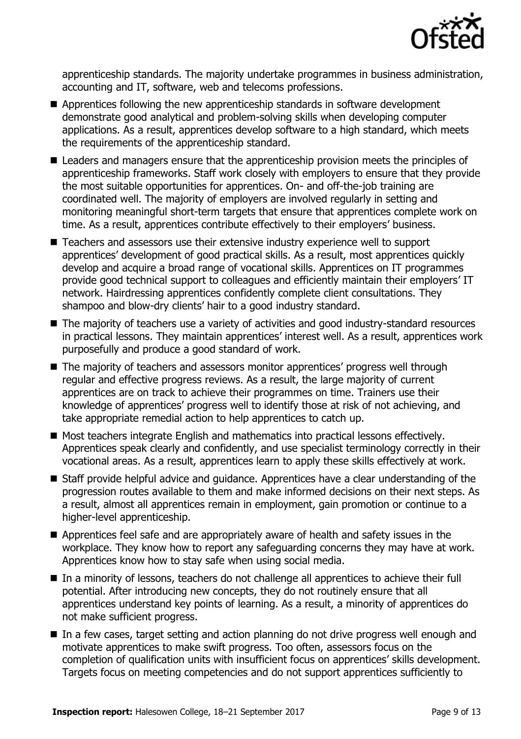apprenticeship standards. The majority undertake programmes in business administration, accounting and IT, software, web and telecoms professions.

- Apprentices following the new apprenticeship standards in software development demonstrate good analytical and problem-solving skills when developing computer applications. As a result, apprentices develop software to a high standard, which meets the requirements of the apprenticeship standard.
- Leaders and managers ensure that the apprenticeship provision meets the principles of apprenticeship frameworks. Staff work closely with employers to ensure that they provide the most suitable opportunities for apprentices. On- and off-the-job training are coordinated well. The majority of employers are involved regularly in setting and monitoring meaningful short-term targets that ensure that apprentices complete work on time. As a result, apprentices contribute effectively to their employers' business.
- Teachers and assessors use their extensive industry experience well to support apprentices' development of good practical skills. As a result, most apprentices quickly develop and acquire a broad range of vocational skills. Apprentices on IT programmes provide good technical support to colleagues and efficiently maintain their employers' IT network. Hairdressing apprentices confidently complete client consultations. They shampoo and blow-dry clients' hair to a good industry standard.
- The majority of teachers use a variety of activities and good industry-standard resources in practical lessons. They maintain apprentices' interest well. As a result, apprentices work purposefully and produce a good standard of work.
- The majority of teachers and assessors monitor apprentices' progress well through regular and effective progress reviews. As a result, the large majority of current apprentices are on track to achieve their programmes on time. Trainers use their knowledge of apprentices' progress well to identify those at risk of not achieving, and take appropriate remedial action to help apprentices to catch up.
- Most teachers integrate English and mathematics into practical lessons effectively. Apprentices speak clearly and confidently, and use specialist terminology correctly in their vocational areas. As a result, apprentices learn to apply these skills effectively at work.
- Staff provide helpful advice and guidance. Apprentices have a clear understanding of the progression routes available to them and make informed decisions on their next steps. As a result, almost all apprentices remain in employment, gain promotion or continue to a higher-level apprenticeship.
- Apprentices feel safe and are appropriately aware of health and safety issues in the workplace. They know how to report any safeguarding concerns they may have at work. Apprentices know how to stay safe when using social media.
- In a minority of lessons, teachers do not challenge all apprentices to achieve their full potential. After introducing new concepts, they do not routinely ensure that all apprentices understand key points of learning. As a result, a minority of apprentices do not make sufficient progress.
- In a few cases, target setting and action planning do not drive progress well enough and motivate apprentices to make swift progress. Too often, assessors focus on the completion of qualification units with insufficient focus on apprentices' skills development. Targets focus on meeting competencies and do not support apprentices sufficiently to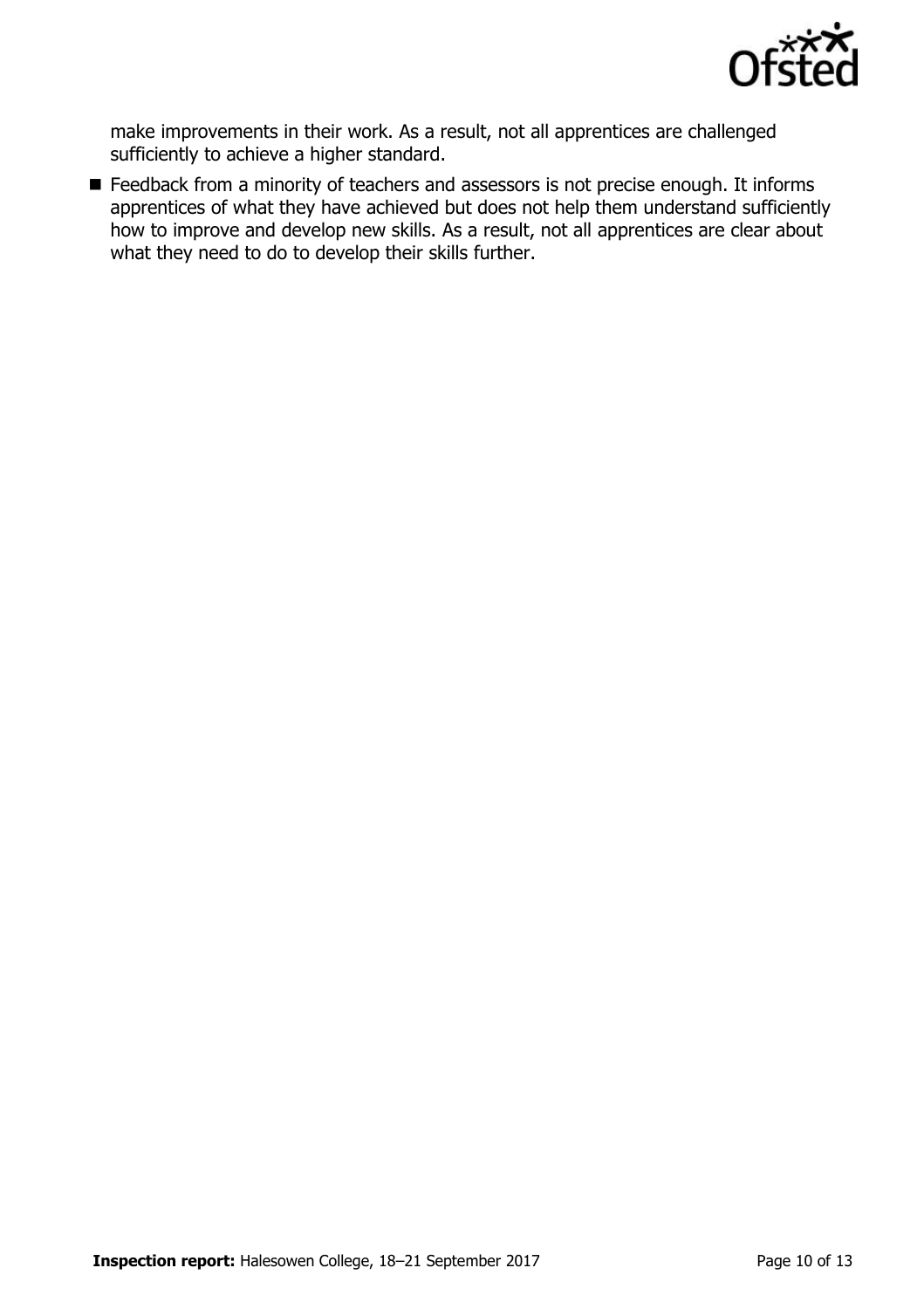make improvements in their work. As a result, not all apprentices are challenged sufficiently to achieve a higher standard.

- Feedback from a minority of teachers and assessors is not precise enough. It informs apprentices of what they have achieved but does not help them understand sufficiently how to improve and develop new skills. As a result, not all apprentices are clear about what they need to do to develop their skills further.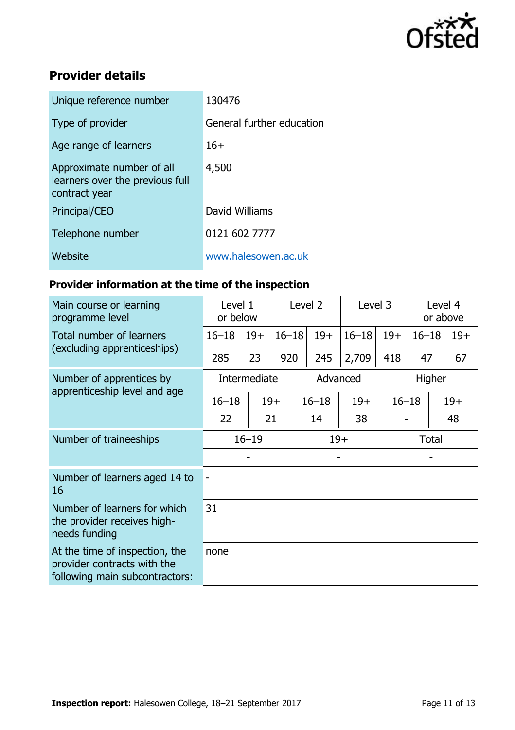## Provider details

| | |
|---|---|
| Unique reference number | 130476 |
| Type of provider | General further education |
| Age range of learners | 16+ |
| Approximate number of all learners over the previous full contract year | 4,500 |
| Principal/CEO | David Williams |
| Telephone number | 0121 602 7777 |
| Website | www.halesowen.ac.uk |

### Provider information at the time of the inspection

| Main course or learning programme level | Level 1 or below | | Level 2 | | Level 3 | | Level 4 or above | |
|---|---|---|---|---|---|---|---|---|
| Total number of learners (excluding apprenticeships) | 16–18 | 19+ | 16–18 | 19+ | 16–18 | 19+ | 16–18 | 19+ |
| | 285 | 23 | 920 | 245 | 2,709 | 418 | 47 | 67 |

| Number of apprentices by apprenticeship level and age | Intermediate | | Advanced | | Higher | |
|---|---|---|---|---|---|---|
| | 16–18 | 19+ | 16–18 | 19+ | 16–18 | 19+ |
| | 22 | 21 | 14 | 38 | - | 48 |

| Number of traineeships | 16–19 | 19+ | Total |
|---|---|---|---|
| | - | - | - |

| | |
|---|---|
| Number of learners aged 14 to 16 | - |
| Number of learners for which the provider receives high-needs funding | 31 |
| At the time of inspection, the provider contracts with the following main subcontractors: | none |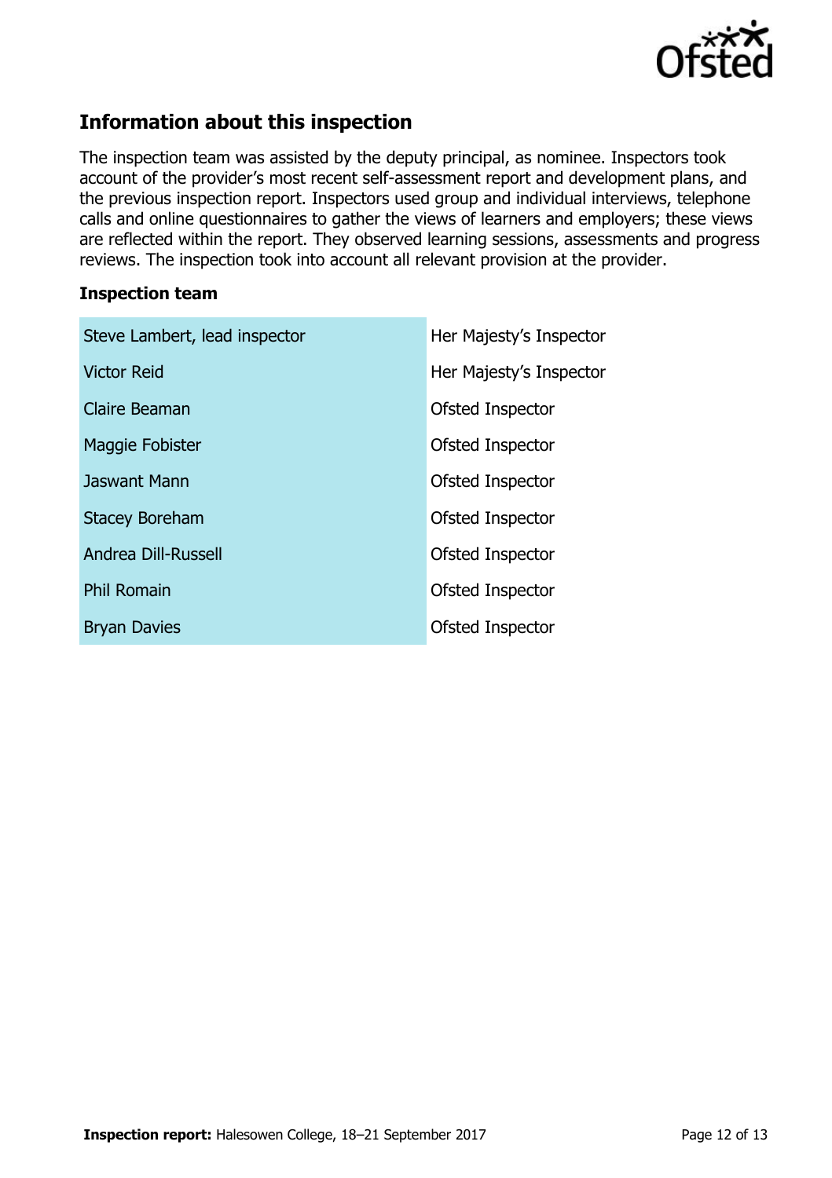## Information about this inspection

The inspection team was assisted by the deputy principal, as nominee. Inspectors took account of the provider's most recent self-assessment report and development plans, and the previous inspection report. Inspectors used group and individual interviews, telephone calls and online questionnaires to gather the views of learners and employers; these views are reflected within the report. They observed learning sessions, assessments and progress reviews. The inspection took into account all relevant provision at the provider.

### Inspection team

| | |
|---|---|
| Steve Lambert, lead inspector | Her Majesty's Inspector |
| Victor Reid | Her Majesty's Inspector |
| Claire Beaman | Ofsted Inspector |
| Maggie Fobister | Ofsted Inspector |
| Jaswant Mann | Ofsted Inspector |
| Stacey Boreham | Ofsted Inspector |
| Andrea Dill-Russell | Ofsted Inspector |
| Phil Romain | Ofsted Inspector |
| Bryan Davies | Ofsted Inspector |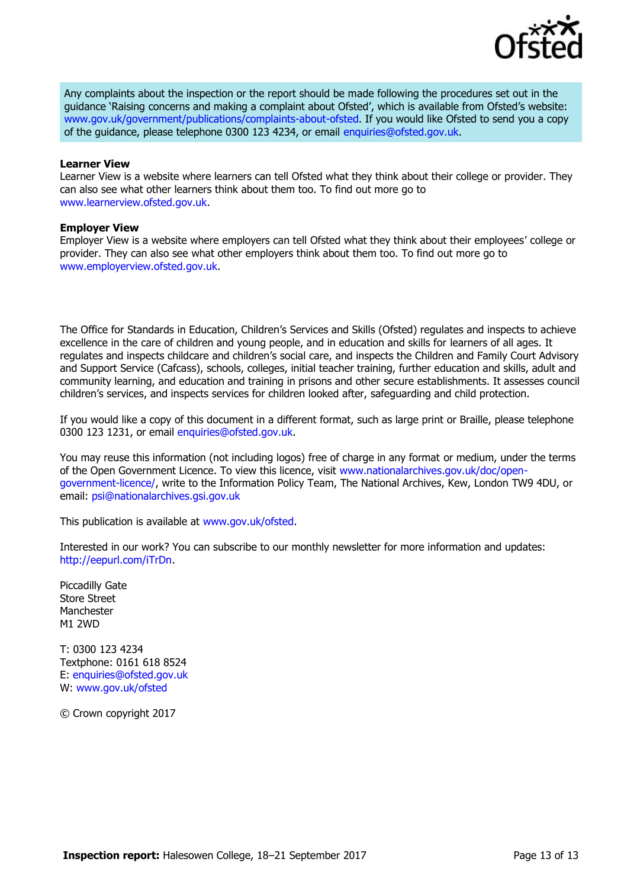Any complaints about the inspection or the report should be made following the procedures set out in the guidance 'Raising concerns and making a complaint about Ofsted', which is available from Ofsted's website: www.gov.uk/government/publications/complaints-about-ofsted. If you would like Ofsted to send you a copy of the guidance, please telephone 0300 123 4234, or email enquiries@ofsted.gov.uk.

**Learner View**
Learner View is a website where learners can tell Ofsted what they think about their college or provider. They can also see what other learners think about them too. To find out more go to www.learnerview.ofsted.gov.uk.

**Employer View**
Employer View is a website where employers can tell Ofsted what they think about their employees' college or provider. They can also see what other employers think about them too. To find out more go to www.employerview.ofsted.gov.uk.

The Office for Standards in Education, Children's Services and Skills (Ofsted) regulates and inspects to achieve excellence in the care of children and young people, and in education and skills for learners of all ages. It regulates and inspects childcare and children's social care, and inspects the Children and Family Court Advisory and Support Service (Cafcass), schools, colleges, initial teacher training, further education and skills, adult and community learning, and education and training in prisons and other secure establishments. It assesses council children's services, and inspects services for children looked after, safeguarding and child protection.

If you would like a copy of this document in a different format, such as large print or Braille, please telephone 0300 123 1231, or email enquiries@ofsted.gov.uk.

You may reuse this information (not including logos) free of charge in any format or medium, under the terms of the Open Government Licence. To view this licence, visit www.nationalarchives.gov.uk/doc/open-government-licence/, write to the Information Policy Team, The National Archives, Kew, London TW9 4DU, or email: psi@nationalarchives.gsi.gov.uk

This publication is available at www.gov.uk/ofsted.

Interested in our work? You can subscribe to our monthly newsletter for more information and updates: http://eepurl.com/iTrDn.

Piccadilly Gate
Store Street
Manchester
M1 2WD

T: 0300 123 4234
Textphone: 0161 618 8524
E: enquiries@ofsted.gov.uk
W: www.gov.uk/ofsted

© Crown copyright 2017